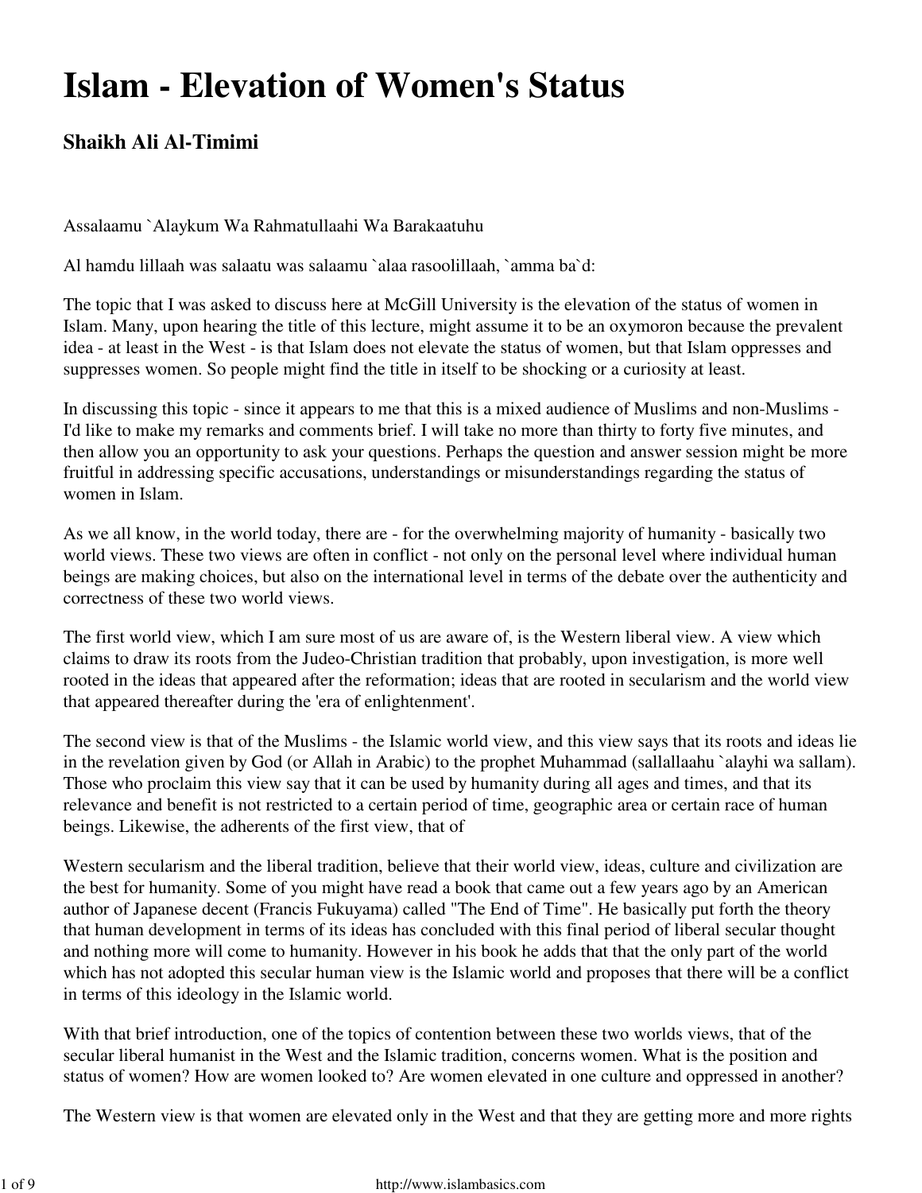# Islam - Elevation of Women's Status

### Shaikh Ali Al-Timimi

Assalaamu `Alaykum Wa Rahmatullaahi Wa Barakaatuhu

Al hamdu lillaah was salaatu was salaamu `alaa rasoolillaah, `amma ba`d:

The topic that I was asked to discuss here at McGill University is the elevation of the status of women in Islam. Many, upon hearing the title of this lecture, might assume it to be an oxymoron because the prevalent idea - at least in the West - is that Islam does not elevate the status of women, but that Islam oppresses and suppresses women. So people might find the title in itself to be shocking or a curiosity at least.

In discussing this topic - since it appears to me that this is a mixed audience of Muslims and non-Muslims - I'd like to make my remarks and comments brief. I will take no more than thirty to forty five minutes, and then allow you an opportunity to ask your questions. Perhaps the question and answer session might be more fruitful in addressing specific accusations, understandings or misunderstandings regarding the status of women in Islam.

As we all know, in the world today, there are - for the overwhelming majority of humanity - basically two world views. These two views are often in conflict - not only on the personal level where individual human beings are making choices, but also on the international level in terms of the debate over the authenticity and correctness of these two world views.

The first world view, which I am sure most of us are aware of, is the Western liberal view. A view which claims to draw its roots from the Judeo-Christian tradition that probably, upon investigation, is more well rooted in the ideas that appeared after the reformation; ideas that are rooted in secularism and the world view that appeared thereafter during the 'era of enlightenment'.

The second view is that of the Muslims - the Islamic world view, and this view says that its roots and ideas lie in the revelation given by God (or Allah in Arabic) to the prophet Muhammad (sallallaahu `alayhi wa sallam). Those who proclaim this view say that it can be used by humanity during all ages and times, and that its relevance and benefit is not restricted to a certain period of time, geographic area or certain race of human beings. Likewise, the adherents of the first view, that of

Western secularism and the liberal tradition, believe that their world view, ideas, culture and civilization are the best for humanity. Some of you might have read a book that came out a few years ago by an American author of Japanese decent (Francis Fukuyama) called "The End of Time". He basically put forth the theory that human development in terms of its ideas has concluded with this final period of liberal secular thought and nothing more will come to humanity. However in his book he adds that that the only part of the world which has not adopted this secular human view is the Islamic world and proposes that there will be a conflict in terms of this ideology in the Islamic world.

With that brief introduction, one of the topics of contention between these two worlds views, that of the secular liberal humanist in the West and the Islamic tradition, concerns women. What is the position and status of women? How are women looked to? Are women elevated in one culture and oppressed in another?

The Western view is that women are elevated only in the West and that they are getting more and more rights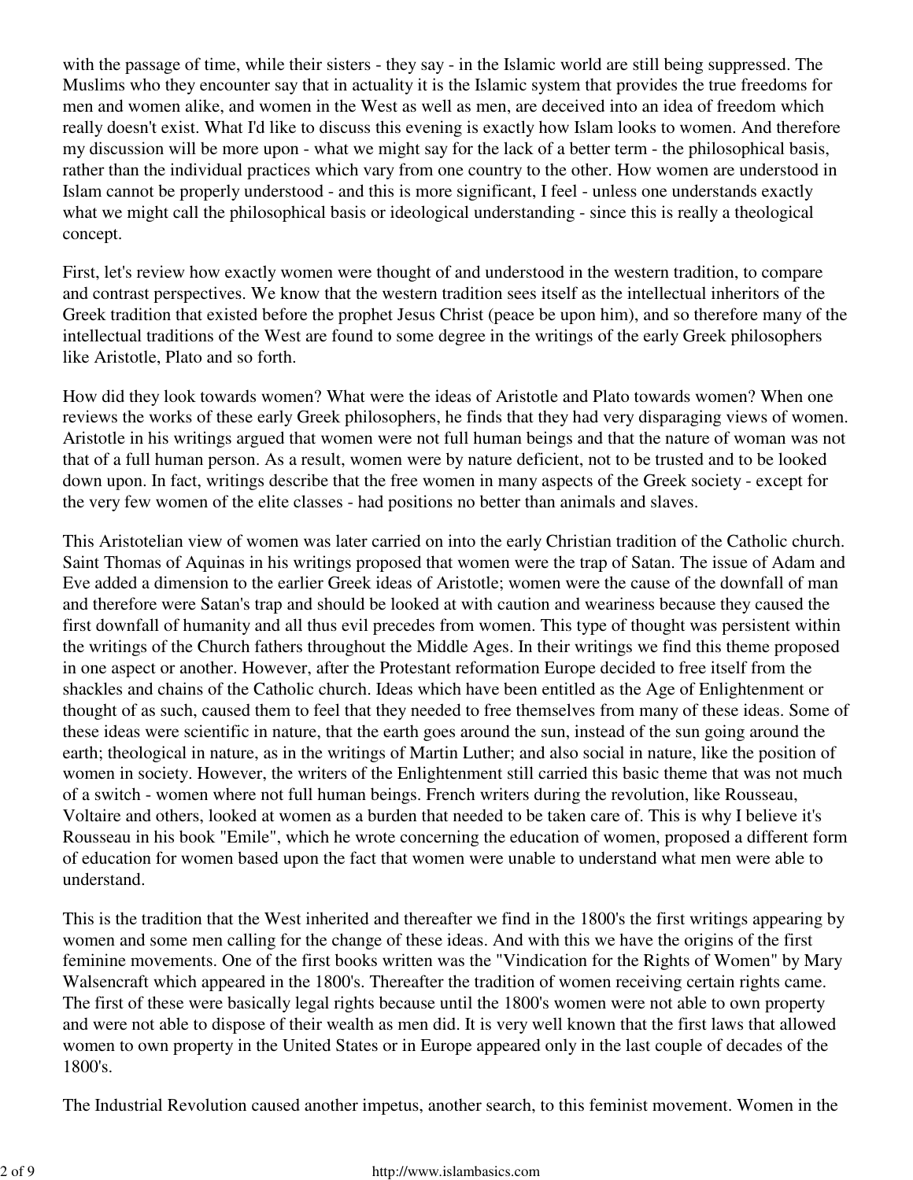with the passage of time, while their sisters - they say - in the Islamic world are still being suppressed. The Muslims who they encounter say that in actuality it is the Islamic system that provides the true freedoms for men and women alike, and women in the West as well as men, are deceived into an idea of freedom which really doesn't exist. What I'd like to discuss this evening is exactly how Islam looks to women. And therefore my discussion will be more upon - what we might say for the lack of a better term - the philosophical basis, rather than the individual practices which vary from one country to the other. How women are understood in Islam cannot be properly understood - and this is more significant, I feel - unless one understands exactly what we might call the philosophical basis or ideological understanding - since this is really a theological concept.

First, let's review how exactly women were thought of and understood in the western tradition, to compare and contrast perspectives. We know that the western tradition sees itself as the intellectual inheritors of the Greek tradition that existed before the prophet Jesus Christ (peace be upon him), and so therefore many of the intellectual traditions of the West are found to some degree in the writings of the early Greek philosophers like Aristotle, Plato and so forth.

How did they look towards women? What were the ideas of Aristotle and Plato towards women? When one reviews the works of these early Greek philosophers, he finds that they had very disparaging views of women. Aristotle in his writings argued that women were not full human beings and that the nature of woman was not that of a full human person. As a result, women were by nature deficient, not to be trusted and to be looked down upon. In fact, writings describe that the free women in many aspects of the Greek society - except for the very few women of the elite classes - had positions no better than animals and slaves.

This Aristotelian view of women was later carried on into the early Christian tradition of the Catholic church. Saint Thomas of Aquinas in his writings proposed that women were the trap of Satan. The issue of Adam and Eve added a dimension to the earlier Greek ideas of Aristotle; women were the cause of the downfall of man and therefore were Satan's trap and should be looked at with caution and weariness because they caused the first downfall of humanity and all thus evil precedes from women. This type of thought was persistent within the writings of the Church fathers throughout the Middle Ages. In their writings we find this theme proposed in one aspect or another. However, after the Protestant reformation Europe decided to free itself from the shackles and chains of the Catholic church. Ideas which have been entitled as the Age of Enlightenment or thought of as such, caused them to feel that they needed to free themselves from many of these ideas. Some of these ideas were scientific in nature, that the earth goes around the sun, instead of the sun going around the earth; theological in nature, as in the writings of Martin Luther; and also social in nature, like the position of women in society. However, the writers of the Enlightenment still carried this basic theme that was not much of a switch - women where not full human beings. French writers during the revolution, like Rousseau, Voltaire and others, looked at women as a burden that needed to be taken care of. This is why I believe it's Rousseau in his book "Emile", which he wrote concerning the education of women, proposed a different form of education for women based upon the fact that women were unable to understand what men were able to understand.

This is the tradition that the West inherited and thereafter we find in the 1800's the first writings appearing by women and some men calling for the change of these ideas. And with this we have the origins of the first feminine movements. One of the first books written was the "Vindication for the Rights of Women" by Mary Walsencraft which appeared in the 1800's. Thereafter the tradition of women receiving certain rights came. The first of these were basically legal rights because until the 1800's women were not able to own property and were not able to dispose of their wealth as men did. It is very well known that the first laws that allowed women to own property in the United States or in Europe appeared only in the last couple of decades of the 1800's.

The Industrial Revolution caused another impetus, another search, to this feminist movement. Women in the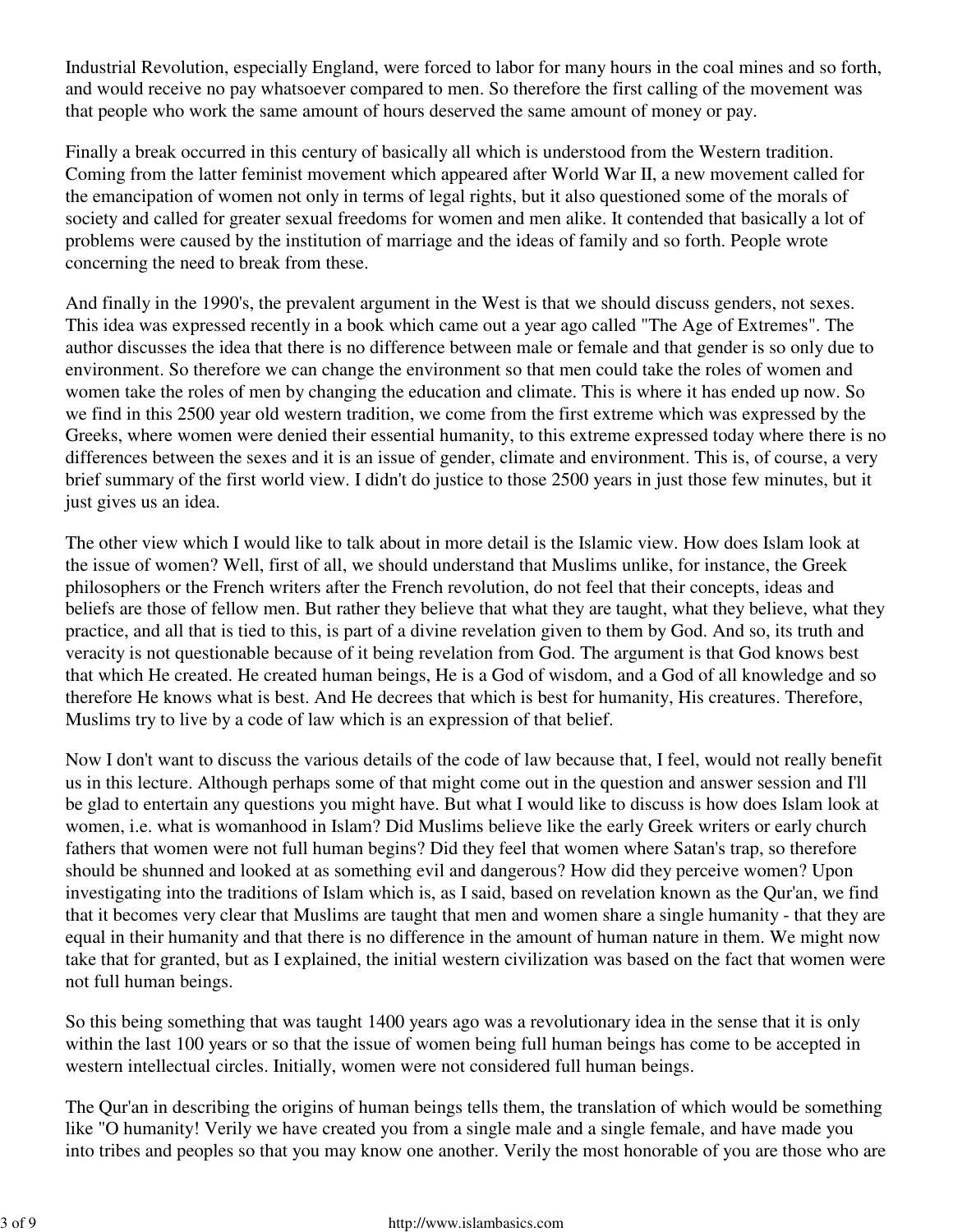Industrial Revolution, especially England, were forced to labor for many hours in the coal mines and so forth, and would receive no pay whatsoever compared to men. So therefore the first calling of the movement was that people who work the same amount of hours deserved the same amount of money or pay.

Finally a break occurred in this century of basically all which is understood from the Western tradition. Coming from the latter feminist movement which appeared after World War II, a new movement called for the emancipation of women not only in terms of legal rights, but it also questioned some of the morals of society and called for greater sexual freedoms for women and men alike. It contended that basically a lot of problems were caused by the institution of marriage and the ideas of family and so forth. People wrote concerning the need to break from these.

And finally in the 1990's, the prevalent argument in the West is that we should discuss genders, not sexes. This idea was expressed recently in a book which came out a year ago called "The Age of Extremes". The author discusses the idea that there is no difference between male or female and that gender is so only due to environment. So therefore we can change the environment so that men could take the roles of women and women take the roles of men by changing the education and climate. This is where it has ended up now. So we find in this 2500 year old western tradition, we come from the first extreme which was expressed by the Greeks, where women were denied their essential humanity, to this extreme expressed today where there is no differences between the sexes and it is an issue of gender, climate and environment. This is, of course, a very brief summary of the first world view. I didn't do justice to those 2500 years in just those few minutes, but it just gives us an idea.

The other view which I would like to talk about in more detail is the Islamic view. How does Islam look at the issue of women? Well, first of all, we should understand that Muslims unlike, for instance, the Greek philosophers or the French writers after the French revolution, do not feel that their concepts, ideas and beliefs are those of fellow men. But rather they believe that what they are taught, what they believe, what they practice, and all that is tied to this, is part of a divine revelation given to them by God. And so, its truth and veracity is not questionable because of it being revelation from God. The argument is that God knows best that which He created. He created human beings, He is a God of wisdom, and a God of all knowledge and so therefore He knows what is best. And He decrees that which is best for humanity, His creatures. Therefore, Muslims try to live by a code of law which is an expression of that belief.

Now I don't want to discuss the various details of the code of law because that, I feel, would not really benefit us in this lecture. Although perhaps some of that might come out in the question and answer session and I'll be glad to entertain any questions you might have. But what I would like to discuss is how does Islam look at women, i.e. what is womanhood in Islam? Did Muslims believe like the early Greek writers or early church fathers that women were not full human begins? Did they feel that women where Satan's trap, so therefore should be shunned and looked at as something evil and dangerous? How did they perceive women? Upon investigating into the traditions of Islam which is, as I said, based on revelation known as the Qur'an, we find that it becomes very clear that Muslims are taught that men and women share a single humanity - that they are equal in their humanity and that there is no difference in the amount of human nature in them. We might now take that for granted, but as I explained, the initial western civilization was based on the fact that women were not full human beings.

So this being something that was taught 1400 years ago was a revolutionary idea in the sense that it is only within the last 100 years or so that the issue of women being full human beings has come to be accepted in western intellectual circles. Initially, women were not considered full human beings.

The Qur'an in describing the origins of human beings tells them, the translation of which would be something like "O humanity! Verily we have created you from a single male and a single female, and have made you into tribes and peoples so that you may know one another. Verily the most honorable of you are those who are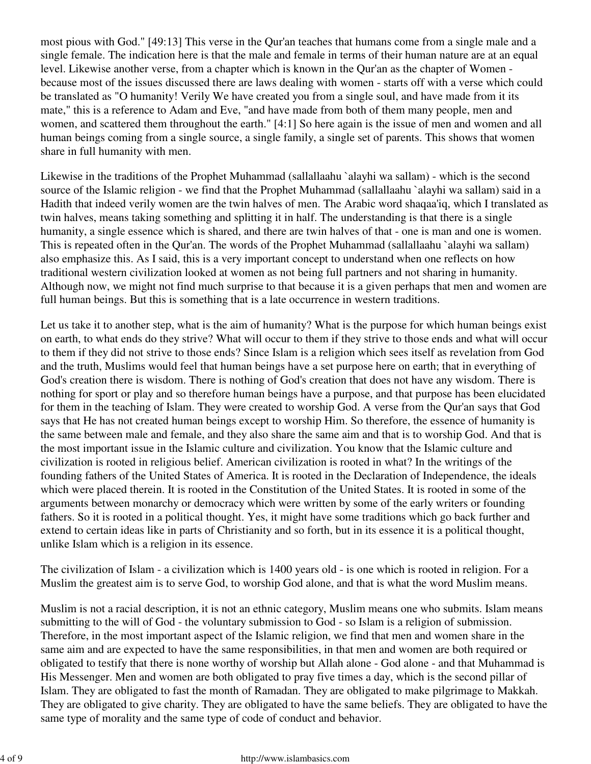most pious with God." [49:13] This verse in the Qur'an teaches that humans come from a single male and a single female. The indication here is that the male and female in terms of their human nature are at an equal level. Likewise another verse, from a chapter which is known in the Qur'an as the chapter of Women - because most of the issues discussed there are laws dealing with women - starts off with a verse which could be translated as "O humanity! Verily We have created you from a single soul, and have made from it its mate," this is a reference to Adam and Eve, "and have made from both of them many people, men and women, and scattered them throughout the earth." [4:1] So here again is the issue of men and women and all human beings coming from a single source, a single family, a single set of parents. This shows that women share in full humanity with men.

Likewise in the traditions of the Prophet Muhammad (sallallaahu `alayhi wa sallam) - which is the second source of the Islamic religion - we find that the Prophet Muhammad (sallallaahu `alayhi wa sallam) said in a Hadith that indeed verily women are the twin halves of men. The Arabic word shaqaa'iq, which I translated as twin halves, means taking something and splitting it in half. The understanding is that there is a single humanity, a single essence which is shared, and there are twin halves of that - one is man and one is women. This is repeated often in the Qur'an. The words of the Prophet Muhammad (sallallaahu `alayhi wa sallam) also emphasize this. As I said, this is a very important concept to understand when one reflects on how traditional western civilization looked at women as not being full partners and not sharing in humanity. Although now, we might not find much surprise to that because it is a given perhaps that men and women are full human beings. But this is something that is a late occurrence in western traditions.

Let us take it to another step, what is the aim of humanity? What is the purpose for which human beings exist on earth, to what ends do they strive? What will occur to them if they strive to those ends and what will occur to them if they did not strive to those ends? Since Islam is a religion which sees itself as revelation from God and the truth, Muslims would feel that human beings have a set purpose here on earth; that in everything of God's creation there is wisdom. There is nothing of God's creation that does not have any wisdom. There is nothing for sport or play and so therefore human beings have a purpose, and that purpose has been elucidated for them in the teaching of Islam. They were created to worship God. A verse from the Qur'an says that God says that He has not created human beings except to worship Him. So therefore, the essence of humanity is the same between male and female, and they also share the same aim and that is to worship God. And that is the most important issue in the Islamic culture and civilization. You know that the Islamic culture and civilization is rooted in religious belief. American civilization is rooted in what? In the writings of the founding fathers of the United States of America. It is rooted in the Declaration of Independence, the ideals which were placed therein. It is rooted in the Constitution of the United States. It is rooted in some of the arguments between monarchy or democracy which were written by some of the early writers or founding fathers. So it is rooted in a political thought. Yes, it might have some traditions which go back further and extend to certain ideas like in parts of Christianity and so forth, but in its essence it is a political thought, unlike Islam which is a religion in its essence.

The civilization of Islam - a civilization which is 1400 years old - is one which is rooted in religion. For a Muslim the greatest aim is to serve God, to worship God alone, and that is what the word Muslim means.

Muslim is not a racial description, it is not an ethnic category, Muslim means one who submits. Islam means submitting to the will of God - the voluntary submission to God - so Islam is a religion of submission. Therefore, in the most important aspect of the Islamic religion, we find that men and women share in the same aim and are expected to have the same responsibilities, in that men and women are both required or obligated to testify that there is none worthy of worship but Allah alone - God alone - and that Muhammad is His Messenger. Men and women are both obligated to pray five times a day, which is the second pillar of Islam. They are obligated to fast the month of Ramadan. They are obligated to make pilgrimage to Makkah. They are obligated to give charity. They are obligated to have the same beliefs. They are obligated to have the same type of morality and the same type of code of conduct and behavior.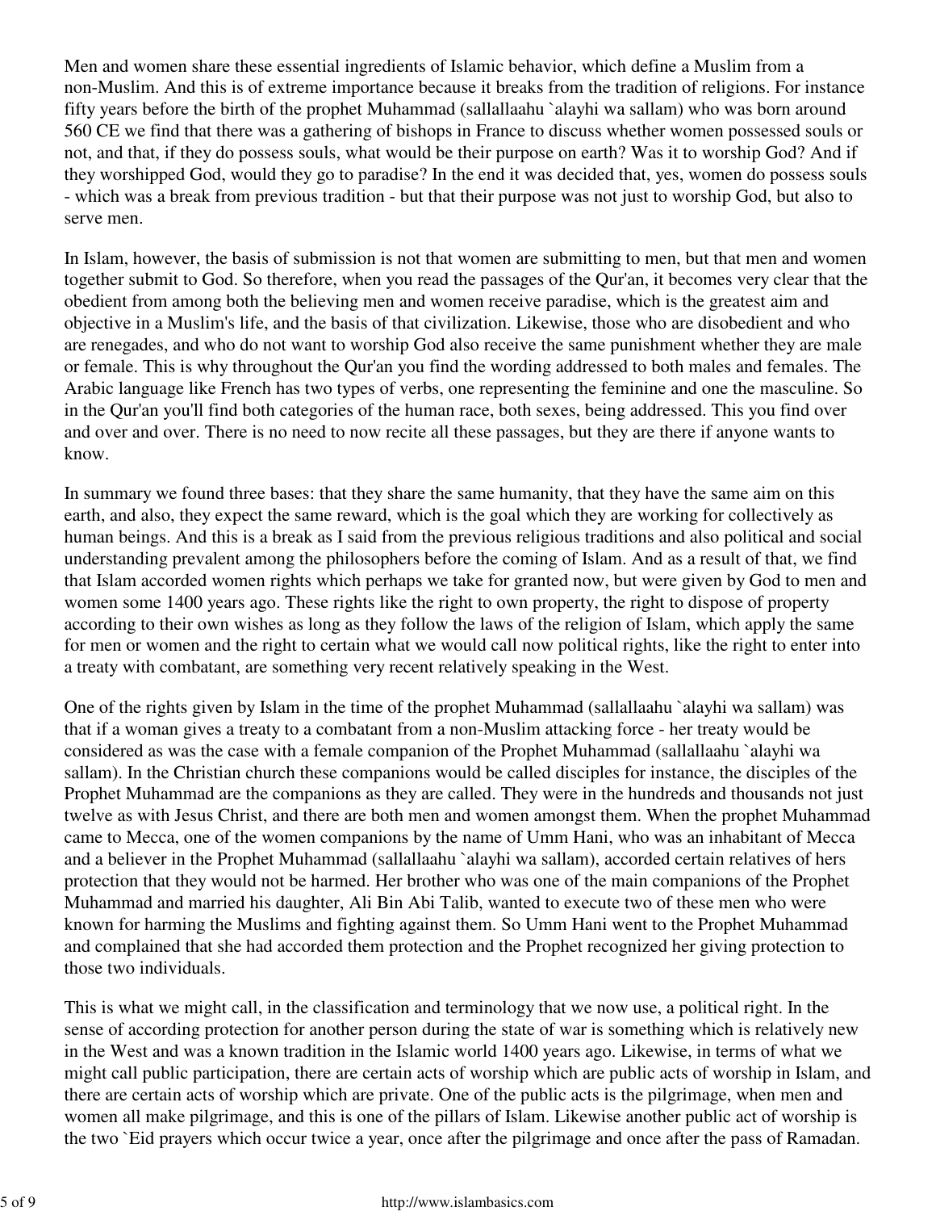Men and women share these essential ingredients of Islamic behavior, which define a Muslim from a non-Muslim. And this is of extreme importance because it breaks from the tradition of religions. For instance fifty years before the birth of the prophet Muhammad (sallallaahu `alayhi wa sallam) who was born around 560 CE we find that there was a gathering of bishops in France to discuss whether women possessed souls or not, and that, if they do possess souls, what would be their purpose on earth? Was it to worship God? And if they worshipped God, would they go to paradise? In the end it was decided that, yes, women do possess souls - which was a break from previous tradition - but that their purpose was not just to worship God, but also to serve men.

In Islam, however, the basis of submission is not that women are submitting to men, but that men and women together submit to God. So therefore, when you read the passages of the Qur'an, it becomes very clear that the obedient from among both the believing men and women receive paradise, which is the greatest aim and objective in a Muslim's life, and the basis of that civilization. Likewise, those who are disobedient and who are renegades, and who do not want to worship God also receive the same punishment whether they are male or female. This is why throughout the Qur'an you find the wording addressed to both males and females. The Arabic language like French has two types of verbs, one representing the feminine and one the masculine. So in the Qur'an you'll find both categories of the human race, both sexes, being addressed. This you find over and over and over. There is no need to now recite all these passages, but they are there if anyone wants to know.

In summary we found three bases: that they share the same humanity, that they have the same aim on this earth, and also, they expect the same reward, which is the goal which they are working for collectively as human beings. And this is a break as I said from the previous religious traditions and also political and social understanding prevalent among the philosophers before the coming of Islam. And as a result of that, we find that Islam accorded women rights which perhaps we take for granted now, but were given by God to men and women some 1400 years ago. These rights like the right to own property, the right to dispose of property according to their own wishes as long as they follow the laws of the religion of Islam, which apply the same for men or women and the right to certain what we would call now political rights, like the right to enter into a treaty with combatant, are something very recent relatively speaking in the West.

One of the rights given by Islam in the time of the prophet Muhammad (sallallaahu `alayhi wa sallam) was that if a woman gives a treaty to a combatant from a non-Muslim attacking force - her treaty would be considered as was the case with a female companion of the Prophet Muhammad (sallallaahu `alayhi wa sallam). In the Christian church these companions would be called disciples for instance, the disciples of the Prophet Muhammad are the companions as they are called. They were in the hundreds and thousands not just twelve as with Jesus Christ, and there are both men and women amongst them. When the prophet Muhammad came to Mecca, one of the women companions by the name of Umm Hani, who was an inhabitant of Mecca and a believer in the Prophet Muhammad (sallallaahu `alayhi wa sallam), accorded certain relatives of hers protection that they would not be harmed. Her brother who was one of the main companions of the Prophet Muhammad and married his daughter, Ali Bin Abi Talib, wanted to execute two of these men who were known for harming the Muslims and fighting against them. So Umm Hani went to the Prophet Muhammad and complained that she had accorded them protection and the Prophet recognized her giving protection to those two individuals.

This is what we might call, in the classification and terminology that we now use, a political right. In the sense of according protection for another person during the state of war is something which is relatively new in the West and was a known tradition in the Islamic world 1400 years ago. Likewise, in terms of what we might call public participation, there are certain acts of worship which are public acts of worship in Islam, and there are certain acts of worship which are private. One of the public acts is the pilgrimage, when men and women all make pilgrimage, and this is one of the pillars of Islam. Likewise another public act of worship is the two `Eid prayers which occur twice a year, once after the pilgrimage and once after the pass of Ramadan.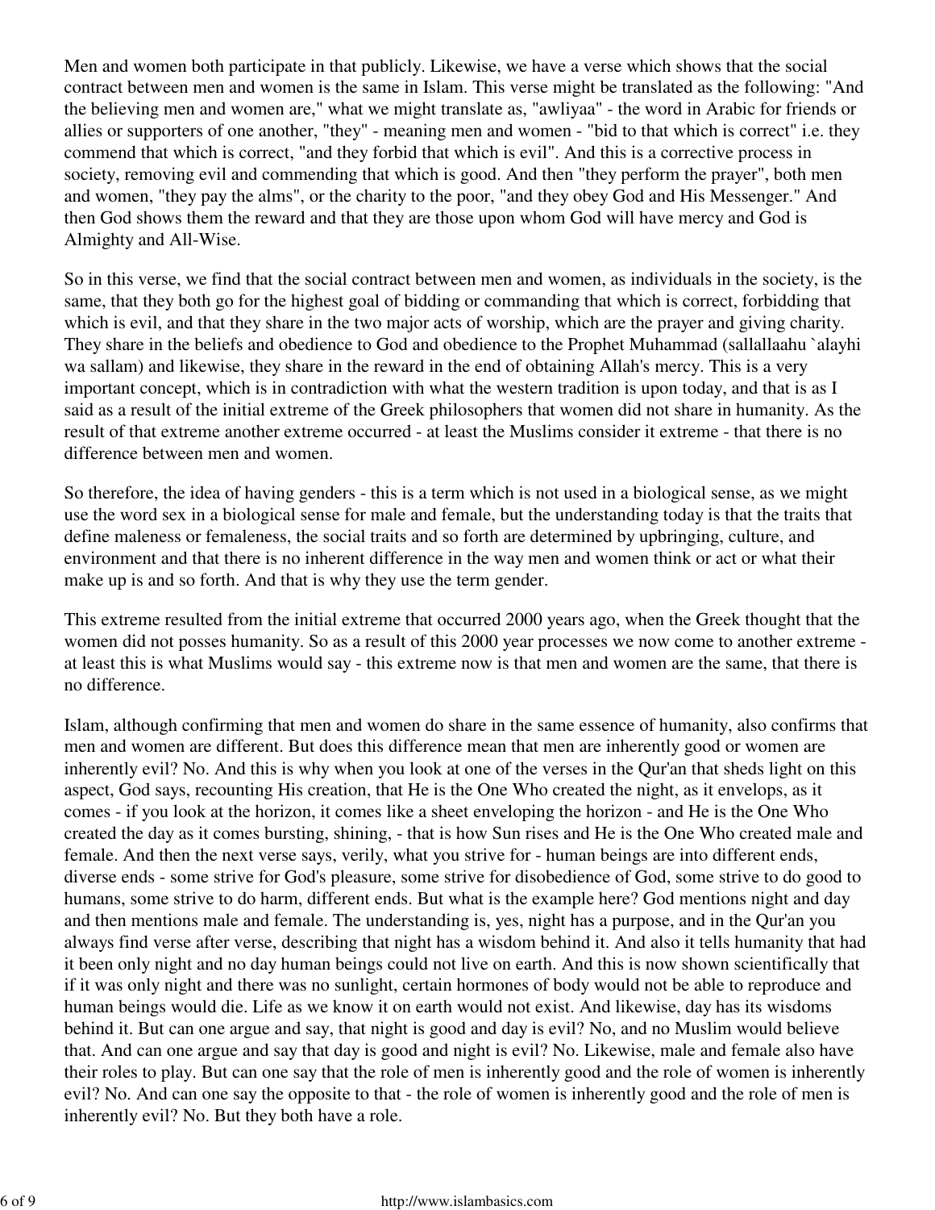Men and women both participate in that publicly. Likewise, we have a verse which shows that the social contract between men and women is the same in Islam. This verse might be translated as the following: "And the believing men and women are," what we might translate as, "awliyaa" - the word in Arabic for friends or allies or supporters of one another, "they" - meaning men and women - "bid to that which is correct" i.e. they commend that which is correct, "and they forbid that which is evil". And this is a corrective process in society, removing evil and commending that which is good. And then "they perform the prayer", both men and women, "they pay the alms", or the charity to the poor, "and they obey God and His Messenger." And then God shows them the reward and that they are those upon whom God will have mercy and God is Almighty and All-Wise.

So in this verse, we find that the social contract between men and women, as individuals in the society, is the same, that they both go for the highest goal of bidding or commanding that which is correct, forbidding that which is evil, and that they share in the two major acts of worship, which are the prayer and giving charity. They share in the beliefs and obedience to God and obedience to the Prophet Muhammad (sallallaahu `alayhi wa sallam) and likewise, they share in the reward in the end of obtaining Allah's mercy. This is a very important concept, which is in contradiction with what the western tradition is upon today, and that is as I said as a result of the initial extreme of the Greek philosophers that women did not share in humanity. As the result of that extreme another extreme occurred - at least the Muslims consider it extreme - that there is no difference between men and women.

So therefore, the idea of having genders - this is a term which is not used in a biological sense, as we might use the word sex in a biological sense for male and female, but the understanding today is that the traits that define maleness or femaleness, the social traits and so forth are determined by upbringing, culture, and environment and that there is no inherent difference in the way men and women think or act or what their make up is and so forth. And that is why they use the term gender.

This extreme resulted from the initial extreme that occurred 2000 years ago, when the Greek thought that the women did not posses humanity. So as a result of this 2000 year processes we now come to another extreme - at least this is what Muslims would say - this extreme now is that men and women are the same, that there is no difference.

Islam, although confirming that men and women do share in the same essence of humanity, also confirms that men and women are different. But does this difference mean that men are inherently good or women are inherently evil? No. And this is why when you look at one of the verses in the Qur'an that sheds light on this aspect, God says, recounting His creation, that He is the One Who created the night, as it envelops, as it comes - if you look at the horizon, it comes like a sheet enveloping the horizon - and He is the One Who created the day as it comes bursting, shining, - that is how Sun rises and He is the One Who created male and female. And then the next verse says, verily, what you strive for - human beings are into different ends, diverse ends - some strive for God's pleasure, some strive for disobedience of God, some strive to do good to humans, some strive to do harm, different ends. But what is the example here? God mentions night and day and then mentions male and female. The understanding is, yes, night has a purpose, and in the Qur'an you always find verse after verse, describing that night has a wisdom behind it. And also it tells humanity that had it been only night and no day human beings could not live on earth. And this is now shown scientifically that if it was only night and there was no sunlight, certain hormones of body would not be able to reproduce and human beings would die. Life as we know it on earth would not exist. And likewise, day has its wisdoms behind it. But can one argue and say, that night is good and day is evil? No, and no Muslim would believe that. And can one argue and say that day is good and night is evil? No. Likewise, male and female also have their roles to play. But can one say that the role of men is inherently good and the role of women is inherently evil? No. And can one say the opposite to that - the role of women is inherently good and the role of men is inherently evil? No. But they both have a role.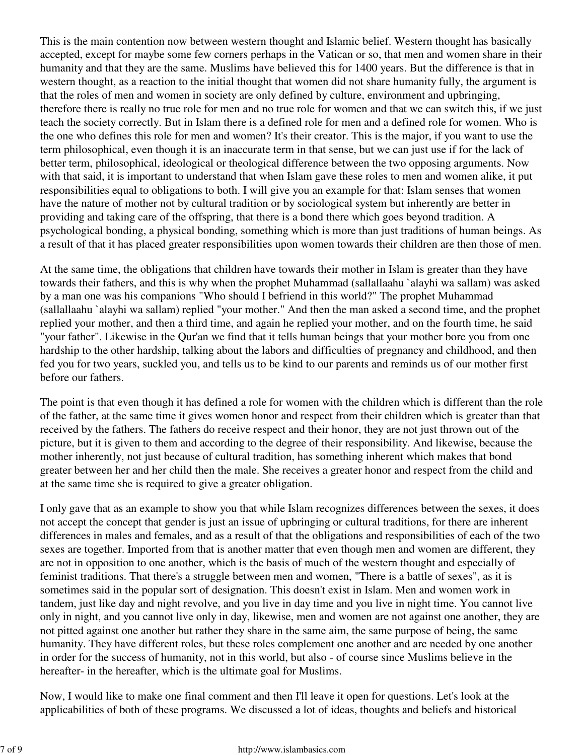This is the main contention now between western thought and Islamic belief. Western thought has basically accepted, except for maybe some few corners perhaps in the Vatican or so, that men and women share in their humanity and that they are the same. Muslims have believed this for 1400 years. But the difference is that in western thought, as a reaction to the initial thought that women did not share humanity fully, the argument is that the roles of men and women in society are only defined by culture, environment and upbringing, therefore there is really no true role for men and no true role for women and that we can switch this, if we just teach the society correctly. But in Islam there is a defined role for men and a defined role for women. Who is the one who defines this role for men and women? It's their creator. This is the major, if you want to use the term philosophical, even though it is an inaccurate term in that sense, but we can just use if for the lack of better term, philosophical, ideological or theological difference between the two opposing arguments. Now with that said, it is important to understand that when Islam gave these roles to men and women alike, it put responsibilities equal to obligations to both. I will give you an example for that: Islam senses that women have the nature of mother not by cultural tradition or by sociological system but inherently are better in providing and taking care of the offspring, that there is a bond there which goes beyond tradition. A psychological bonding, a physical bonding, something which is more than just traditions of human beings. As a result of that it has placed greater responsibilities upon women towards their children are then those of men.

At the same time, the obligations that children have towards their mother in Islam is greater than they have towards their fathers, and this is why when the prophet Muhammad (sallallaahu `alayhi wa sallam) was asked by a man one was his companions "Who should I befriend in this world?" The prophet Muhammad (sallallaahu `alayhi wa sallam) replied "your mother." And then the man asked a second time, and the prophet replied your mother, and then a third time, and again he replied your mother, and on the fourth time, he said "your father". Likewise in the Qur'an we find that it tells human beings that your mother bore you from one hardship to the other hardship, talking about the labors and difficulties of pregnancy and childhood, and then fed you for two years, suckled you, and tells us to be kind to our parents and reminds us of our mother first before our fathers.

The point is that even though it has defined a role for women with the children which is different than the role of the father, at the same time it gives women honor and respect from their children which is greater than that received by the fathers. The fathers do receive respect and their honor, they are not just thrown out of the picture, but it is given to them and according to the degree of their responsibility. And likewise, because the mother inherently, not just because of cultural tradition, has something inherent which makes that bond greater between her and her child then the male. She receives a greater honor and respect from the child and at the same time she is required to give a greater obligation.

I only gave that as an example to show you that while Islam recognizes differences between the sexes, it does not accept the concept that gender is just an issue of upbringing or cultural traditions, for there are inherent differences in males and females, and as a result of that the obligations and responsibilities of each of the two sexes are together. Imported from that is another matter that even though men and women are different, they are not in opposition to one another, which is the basis of much of the western thought and especially of feminist traditions. That there's a struggle between men and women, "There is a battle of sexes", as it is sometimes said in the popular sort of designation. This doesn't exist in Islam. Men and women work in tandem, just like day and night revolve, and you live in day time and you live in night time. You cannot live only in night, and you cannot live only in day, likewise, men and women are not against one another, they are not pitted against one another but rather they share in the same aim, the same purpose of being, the same humanity. They have different roles, but these roles complement one another and are needed by one another in order for the success of humanity, not in this world, but also - of course since Muslims believe in the hereafter- in the hereafter, which is the ultimate goal for Muslims.

Now, I would like to make one final comment and then I'll leave it open for questions. Let's look at the applicabilities of both of these programs. We discussed a lot of ideas, thoughts and beliefs and historical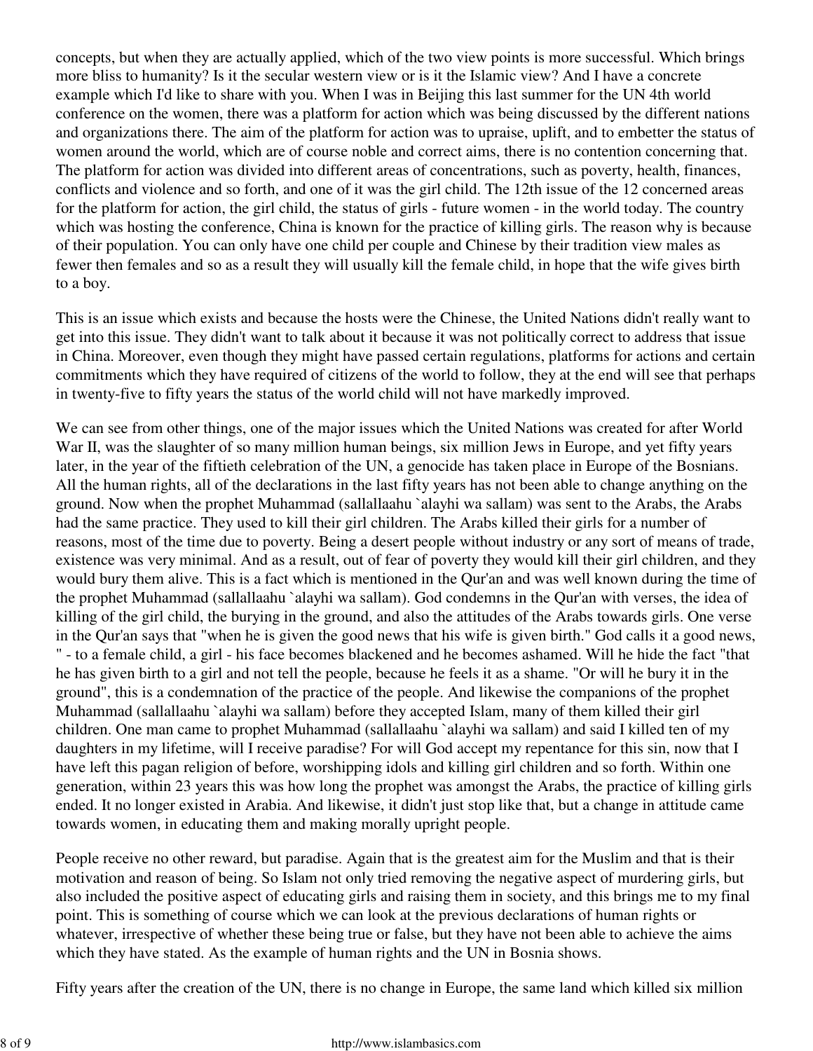concepts, but when they are actually applied, which of the two view points is more successful. Which brings more bliss to humanity? Is it the secular western view or is it the Islamic view? And I have a concrete example which I'd like to share with you. When I was in Beijing this last summer for the UN 4th world conference on the women, there was a platform for action which was being discussed by the different nations and organizations there. The aim of the platform for action was to upraise, uplift, and to embetter the status of women around the world, which are of course noble and correct aims, there is no contention concerning that. The platform for action was divided into different areas of concentrations, such as poverty, health, finances, conflicts and violence and so forth, and one of it was the girl child. The 12th issue of the 12 concerned areas for the platform for action, the girl child, the status of girls - future women - in the world today. The country which was hosting the conference, China is known for the practice of killing girls. The reason why is because of their population. You can only have one child per couple and Chinese by their tradition view males as fewer then females and so as a result they will usually kill the female child, in hope that the wife gives birth to a boy.

This is an issue which exists and because the hosts were the Chinese, the United Nations didn't really want to get into this issue. They didn't want to talk about it because it was not politically correct to address that issue in China. Moreover, even though they might have passed certain regulations, platforms for actions and certain commitments which they have required of citizens of the world to follow, they at the end will see that perhaps in twenty-five to fifty years the status of the world child will not have markedly improved.

We can see from other things, one of the major issues which the United Nations was created for after World War II, was the slaughter of so many million human beings, six million Jews in Europe, and yet fifty years later, in the year of the fiftieth celebration of the UN, a genocide has taken place in Europe of the Bosnians. All the human rights, all of the declarations in the last fifty years has not been able to change anything on the ground. Now when the prophet Muhammad (sallallaahu `alayhi wa sallam) was sent to the Arabs, the Arabs had the same practice. They used to kill their girl children. The Arabs killed their girls for a number of reasons, most of the time due to poverty. Being a desert people without industry or any sort of means of trade, existence was very minimal. And as a result, out of fear of poverty they would kill their girl children, and they would bury them alive. This is a fact which is mentioned in the Qur'an and was well known during the time of the prophet Muhammad (sallallaahu `alayhi wa sallam). God condemns in the Qur'an with verses, the idea of killing of the girl child, the burying in the ground, and also the attitudes of the Arabs towards girls. One verse in the Qur'an says that "when he is given the good news that his wife is given birth." God calls it a good news, " - to a female child, a girl - his face becomes blackened and he becomes ashamed. Will he hide the fact "that he has given birth to a girl and not tell the people, because he feels it as a shame. "Or will he bury it in the ground", this is a condemnation of the practice of the people. And likewise the companions of the prophet Muhammad (sallallaahu `alayhi wa sallam) before they accepted Islam, many of them killed their girl children. One man came to prophet Muhammad (sallallaahu `alayhi wa sallam) and said I killed ten of my daughters in my lifetime, will I receive paradise? For will God accept my repentance for this sin, now that I have left this pagan religion of before, worshipping idols and killing girl children and so forth. Within one generation, within 23 years this was how long the prophet was amongst the Arabs, the practice of killing girls ended. It no longer existed in Arabia. And likewise, it didn't just stop like that, but a change in attitude came towards women, in educating them and making morally upright people.

People receive no other reward, but paradise. Again that is the greatest aim for the Muslim and that is their motivation and reason of being. So Islam not only tried removing the negative aspect of murdering girls, but also included the positive aspect of educating girls and raising them in society, and this brings me to my final point. This is something of course which we can look at the previous declarations of human rights or whatever, irrespective of whether these being true or false, but they have not been able to achieve the aims which they have stated. As the example of human rights and the UN in Bosnia shows.

Fifty years after the creation of the UN, there is no change in Europe, the same land which killed six million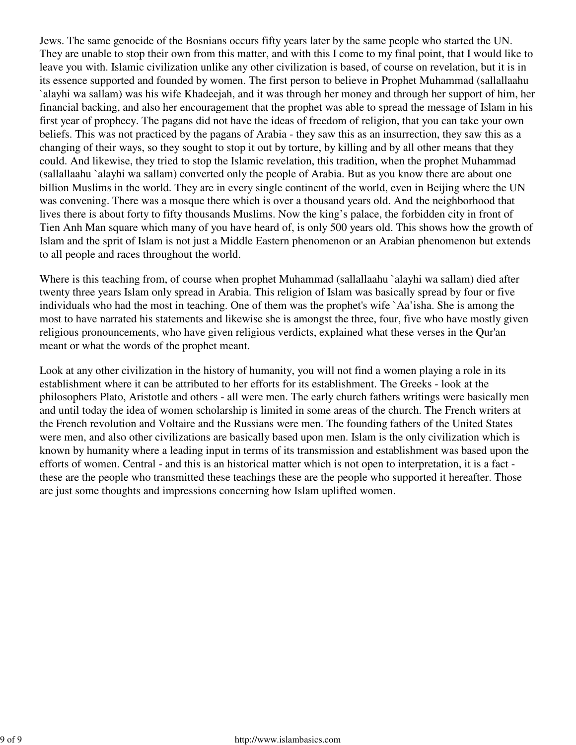Jews. The same genocide of the Bosnians occurs fifty years later by the same people who started the UN. They are unable to stop their own from this matter, and with this I come to my final point, that I would like to leave you with. Islamic civilization unlike any other civilization is based, of course on revelation, but it is in its essence supported and founded by women. The first person to believe in Prophet Muhammad (sallallaahu `alayhi wa sallam) was his wife Khadeejah, and it was through her money and through her support of him, her financial backing, and also her encouragement that the prophet was able to spread the message of Islam in his first year of prophecy. The pagans did not have the ideas of freedom of religion, that you can take your own beliefs. This was not practiced by the pagans of Arabia - they saw this as an insurrection, they saw this as a changing of their ways, so they sought to stop it out by torture, by killing and by all other means that they could. And likewise, they tried to stop the Islamic revelation, this tradition, when the prophet Muhammad (sallallaahu `alayhi wa sallam) converted only the people of Arabia. But as you know there are about one billion Muslims in the world. They are in every single continent of the world, even in Beijing where the UN was convening. There was a mosque there which is over a thousand years old. And the neighborhood that lives there is about forty to fifty thousands Muslims. Now the king's palace, the forbidden city in front of Tien Anh Man square which many of you have heard of, is only 500 years old. This shows how the growth of Islam and the sprit of Islam is not just a Middle Eastern phenomenon or an Arabian phenomenon but extends to all people and races throughout the world.

Where is this teaching from, of course when prophet Muhammad (sallallaahu `alayhi wa sallam) died after twenty three years Islam only spread in Arabia. This religion of Islam was basically spread by four or five individuals who had the most in teaching. One of them was the prophet's wife `Aa'isha. She is among the most to have narrated his statements and likewise she is amongst the three, four, five who have mostly given religious pronouncements, who have given religious verdicts, explained what these verses in the Qur'an meant or what the words of the prophet meant.

Look at any other civilization in the history of humanity, you will not find a women playing a role in its establishment where it can be attributed to her efforts for its establishment. The Greeks - look at the philosophers Plato, Aristotle and others - all were men. The early church fathers writings were basically men and until today the idea of women scholarship is limited in some areas of the church. The French writers at the French revolution and Voltaire and the Russians were men. The founding fathers of the United States were men, and also other civilizations are basically based upon men. Islam is the only civilization which is known by humanity where a leading input in terms of its transmission and establishment was based upon the efforts of women. Central - and this is an historical matter which is not open to interpretation, it is a fact - these are the people who transmitted these teachings these are the people who supported it hereafter. Those are just some thoughts and impressions concerning how Islam uplifted women.